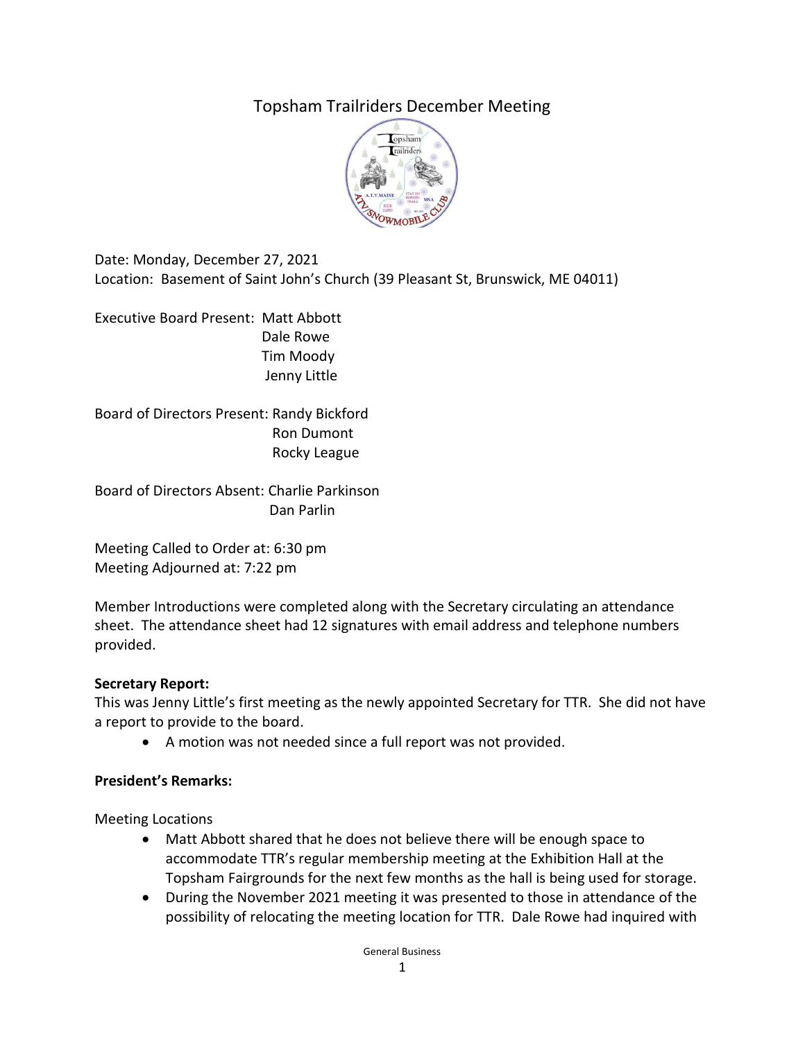# Topsham Trailriders December Meeting

Date: Monday, December 27, 2021
Location: Basement of Saint John's Church (39 Pleasant St, Brunswick, ME 04011)

Executive Board Present: Matt Abbott
Dale Rowe
Tim Moody
Jenny Little

Board of Directors Present: Randy Bickford
Ron Dumont
Rocky League

Board of Directors Absent: Charlie Parkinson
Dan Parlin

Meeting Called to Order at: 6:30 pm
Meeting Adjourned at: 7:22 pm

Member Introductions were completed along with the Secretary circulating an attendance sheet. The attendance sheet had 12 signatures with email address and telephone numbers provided.

**Secretary Report:**
This was Jenny Little's first meeting as the newly appointed Secretary for TTR. She did not have a report to provide to the board.

- A motion was not needed since a full report was not provided.

**President's Remarks:**

Meeting Locations

- Matt Abbott shared that he does not believe there will be enough space to accommodate TTR's regular membership meeting at the Exhibition Hall at the Topsham Fairgrounds for the next few months as the hall is being used for storage.
- During the November 2021 meeting it was presented to those in attendance of the possibility of relocating the meeting location for TTR. Dale Rowe had inquired with

General Business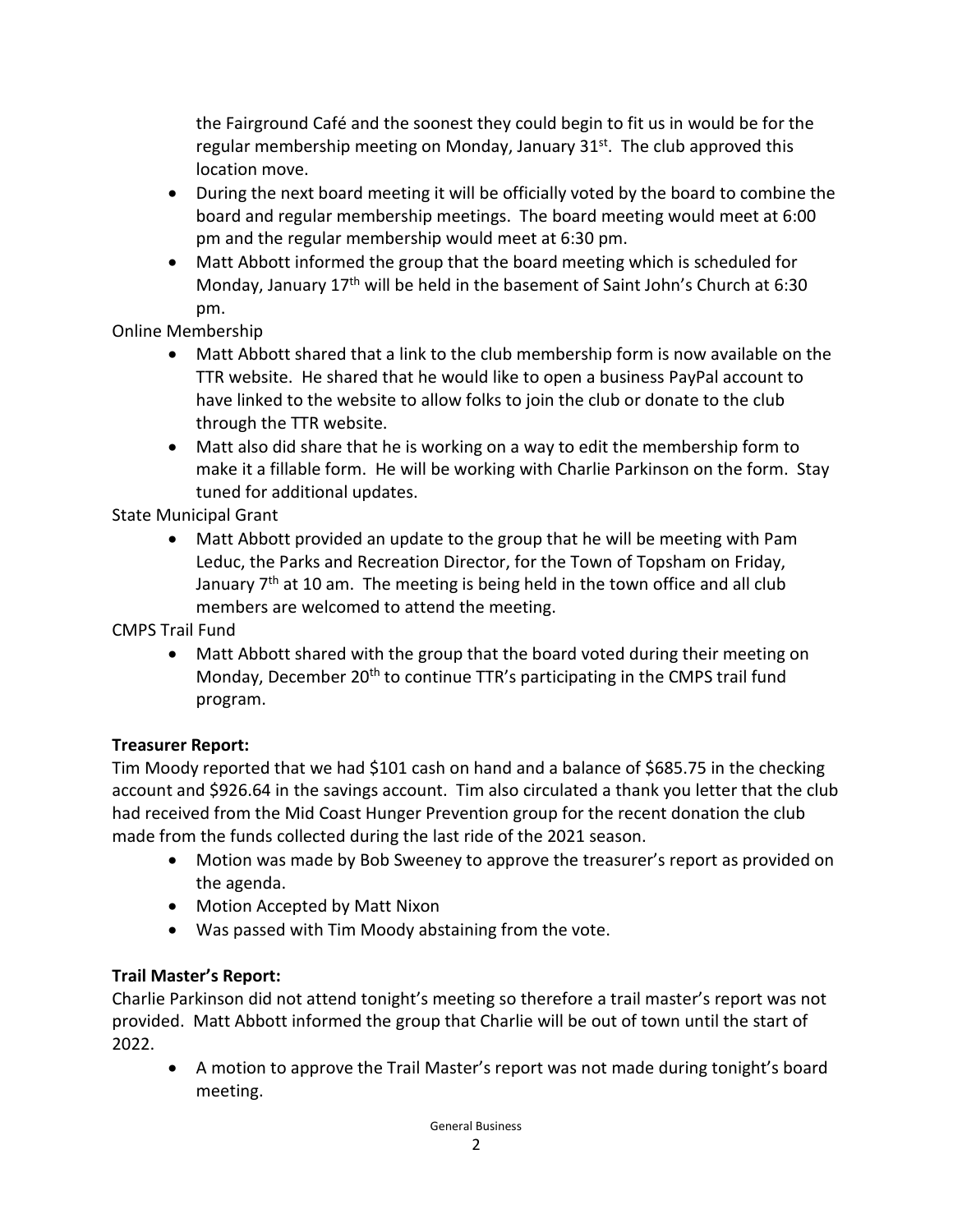the Fairground Café and the soonest they could begin to fit us in would be for the regular membership meeting on Monday, January 31st. The club approved this location move.

- During the next board meeting it will be officially voted by the board to combine the board and regular membership meetings. The board meeting would meet at 6:00 pm and the regular membership would meet at 6:30 pm.
- Matt Abbott informed the group that the board meeting which is scheduled for Monday, January 17th will be held in the basement of Saint John's Church at 6:30 pm.

Online Membership

- Matt Abbott shared that a link to the club membership form is now available on the TTR website. He shared that he would like to open a business PayPal account to have linked to the website to allow folks to join the club or donate to the club through the TTR website.
- Matt also did share that he is working on a way to edit the membership form to make it a fillable form. He will be working with Charlie Parkinson on the form. Stay tuned for additional updates.

State Municipal Grant

- Matt Abbott provided an update to the group that he will be meeting with Pam Leduc, the Parks and Recreation Director, for the Town of Topsham on Friday, January 7th at 10 am. The meeting is being held in the town office and all club members are welcomed to attend the meeting.

CMPS Trail Fund

- Matt Abbott shared with the group that the board voted during their meeting on Monday, December 20th to continue TTR's participating in the CMPS trail fund program.

**Treasurer Report:**

Tim Moody reported that we had $101 cash on hand and a balance of $685.75 in the checking account and $926.64 in the savings account. Tim also circulated a thank you letter that the club had received from the Mid Coast Hunger Prevention group for the recent donation the club made from the funds collected during the last ride of the 2021 season.

- Motion was made by Bob Sweeney to approve the treasurer's report as provided on the agenda.
- Motion Accepted by Matt Nixon
- Was passed with Tim Moody abstaining from the vote.

**Trail Master's Report:**

Charlie Parkinson did not attend tonight's meeting so therefore a trail master's report was not provided. Matt Abbott informed the group that Charlie will be out of town until the start of 2022.

- A motion to approve the Trail Master's report was not made during tonight's board meeting.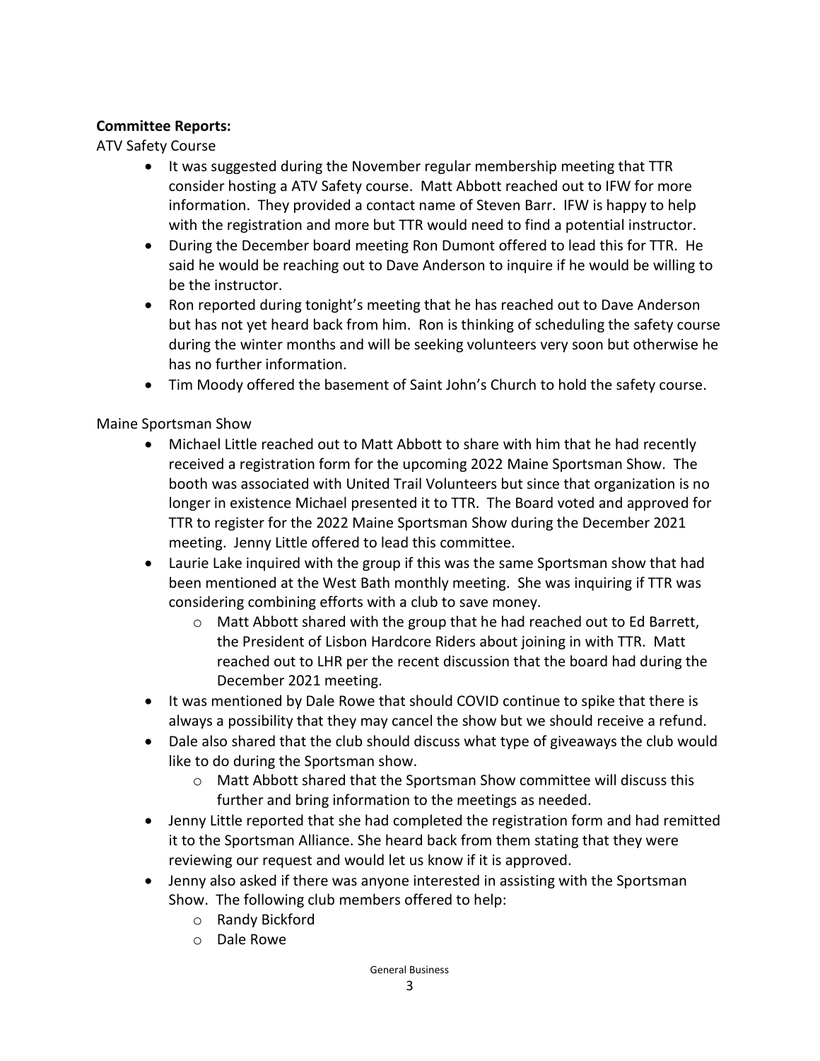**Committee Reports:**

ATV Safety Course

- It was suggested during the November regular membership meeting that TTR consider hosting a ATV Safety course. Matt Abbott reached out to IFW for more information. They provided a contact name of Steven Barr. IFW is happy to help with the registration and more but TTR would need to find a potential instructor.
- During the December board meeting Ron Dumont offered to lead this for TTR. He said he would be reaching out to Dave Anderson to inquire if he would be willing to be the instructor.
- Ron reported during tonight's meeting that he has reached out to Dave Anderson but has not yet heard back from him. Ron is thinking of scheduling the safety course during the winter months and will be seeking volunteers very soon but otherwise he has no further information.
- Tim Moody offered the basement of Saint John's Church to hold the safety course.

Maine Sportsman Show

- Michael Little reached out to Matt Abbott to share with him that he had recently received a registration form for the upcoming 2022 Maine Sportsman Show. The booth was associated with United Trail Volunteers but since that organization is no longer in existence Michael presented it to TTR. The Board voted and approved for TTR to register for the 2022 Maine Sportsman Show during the December 2021 meeting. Jenny Little offered to lead this committee.
- Laurie Lake inquired with the group if this was the same Sportsman show that had been mentioned at the West Bath monthly meeting. She was inquiring if TTR was considering combining efforts with a club to save money.
  - Matt Abbott shared with the group that he had reached out to Ed Barrett, the President of Lisbon Hardcore Riders about joining in with TTR. Matt reached out to LHR per the recent discussion that the board had during the December 2021 meeting.
- It was mentioned by Dale Rowe that should COVID continue to spike that there is always a possibility that they may cancel the show but we should receive a refund.
- Dale also shared that the club should discuss what type of giveaways the club would like to do during the Sportsman show.
  - Matt Abbott shared that the Sportsman Show committee will discuss this further and bring information to the meetings as needed.
- Jenny Little reported that she had completed the registration form and had remitted it to the Sportsman Alliance. She heard back from them stating that they were reviewing our request and would let us know if it is approved.
- Jenny also asked if there was anyone interested in assisting with the Sportsman Show. The following club members offered to help:
  - Randy Bickford
  - Dale Rowe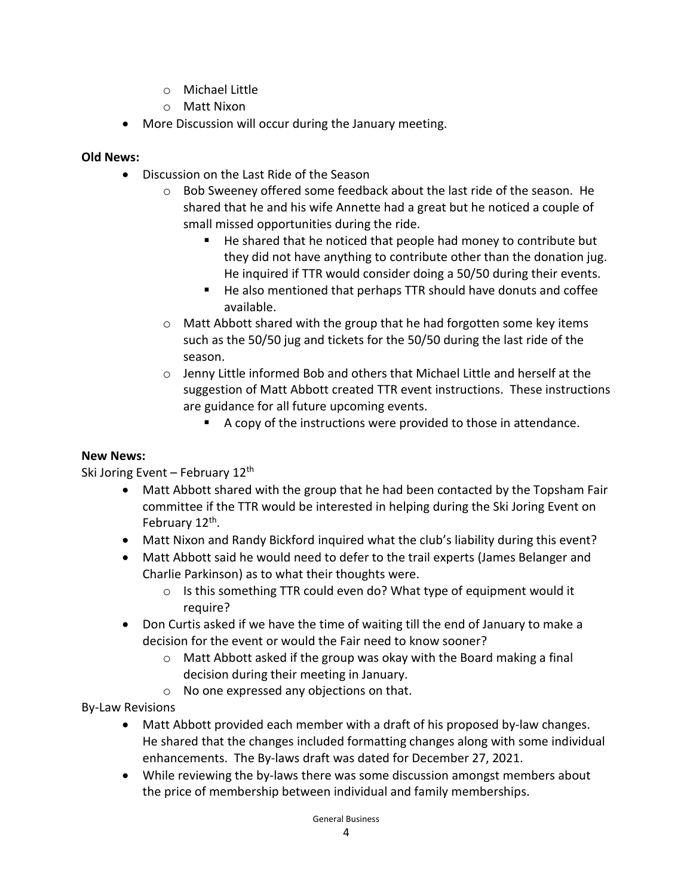- Michael Little
  - Matt Nixon
- More Discussion will occur during the January meeting.

**Old News:**

- Discussion on the Last Ride of the Season
  - Bob Sweeney offered some feedback about the last ride of the season. He shared that he and his wife Annette had a great but he noticed a couple of small missed opportunities during the ride.
    - He shared that he noticed that people had money to contribute but they did not have anything to contribute other than the donation jug. He inquired if TTR would consider doing a 50/50 during their events.
    - He also mentioned that perhaps TTR should have donuts and coffee available.
  - Matt Abbott shared with the group that he had forgotten some key items such as the 50/50 jug and tickets for the 50/50 during the last ride of the season.
  - Jenny Little informed Bob and others that Michael Little and herself at the suggestion of Matt Abbott created TTR event instructions. These instructions are guidance for all future upcoming events.
    - A copy of the instructions were provided to those in attendance.

**New News:**

Ski Joring Event – February 12th

- Matt Abbott shared with the group that he had been contacted by the Topsham Fair committee if the TTR would be interested in helping during the Ski Joring Event on February 12th.
- Matt Nixon and Randy Bickford inquired what the club's liability during this event?
- Matt Abbott said he would need to defer to the trail experts (James Belanger and Charlie Parkinson) as to what their thoughts were.
  - Is this something TTR could even do? What type of equipment would it require?
- Don Curtis asked if we have the time of waiting till the end of January to make a decision for the event or would the Fair need to know sooner?
  - Matt Abbott asked if the group was okay with the Board making a final decision during their meeting in January.
  - No one expressed any objections on that.

By-Law Revisions

- Matt Abbott provided each member with a draft of his proposed by-law changes. He shared that the changes included formatting changes along with some individual enhancements. The By-laws draft was dated for December 27, 2021.
- While reviewing the by-laws there was some discussion amongst members about the price of membership between individual and family memberships.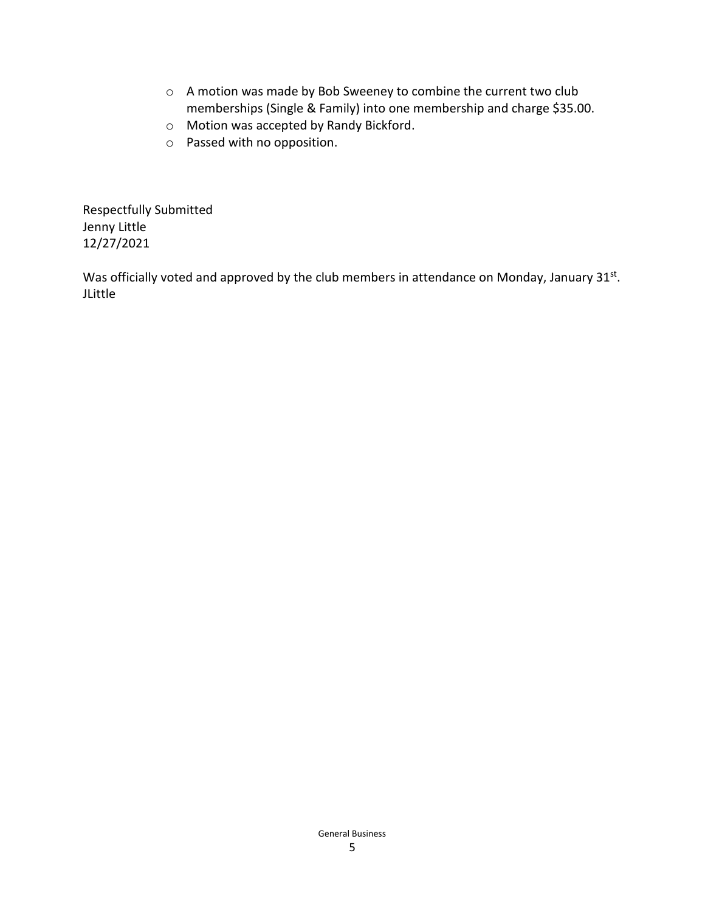- A motion was made by Bob Sweeney to combine the current two club memberships (Single & Family) into one membership and charge $35.00.
- Motion was accepted by Randy Bickford.
- Passed with no opposition.

Respectfully Submitted
Jenny Little
12/27/2021

Was officially voted and approved by the club members in attendance on Monday, January 31st.
JLittle